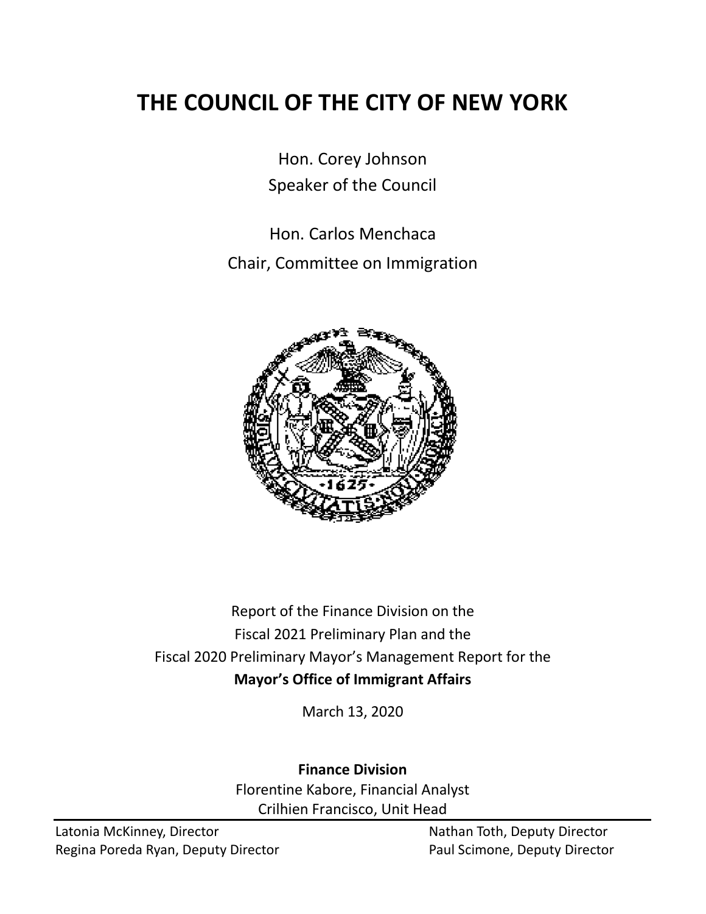# THE COUNCIL OF THE CITY OF NEW YORK

Hon. Corey Johnson
Speaker of the Council

Hon. Carlos Menchaca
Chair, Committee on Immigration

Report of the Finance Division on the
Fiscal 2021 Preliminary Plan and the
Fiscal 2020 Preliminary Mayor's Management Report for the
**Mayor's Office of Immigrant Affairs**

March 13, 2020

**Finance Division**
Florentine Kabore, Financial Analyst
Crilhien Francisco, Unit Head

Latonia McKinney, Director
Regina Poreda Ryan, Deputy Director
Nathan Toth, Deputy Director
Paul Scimone, Deputy Director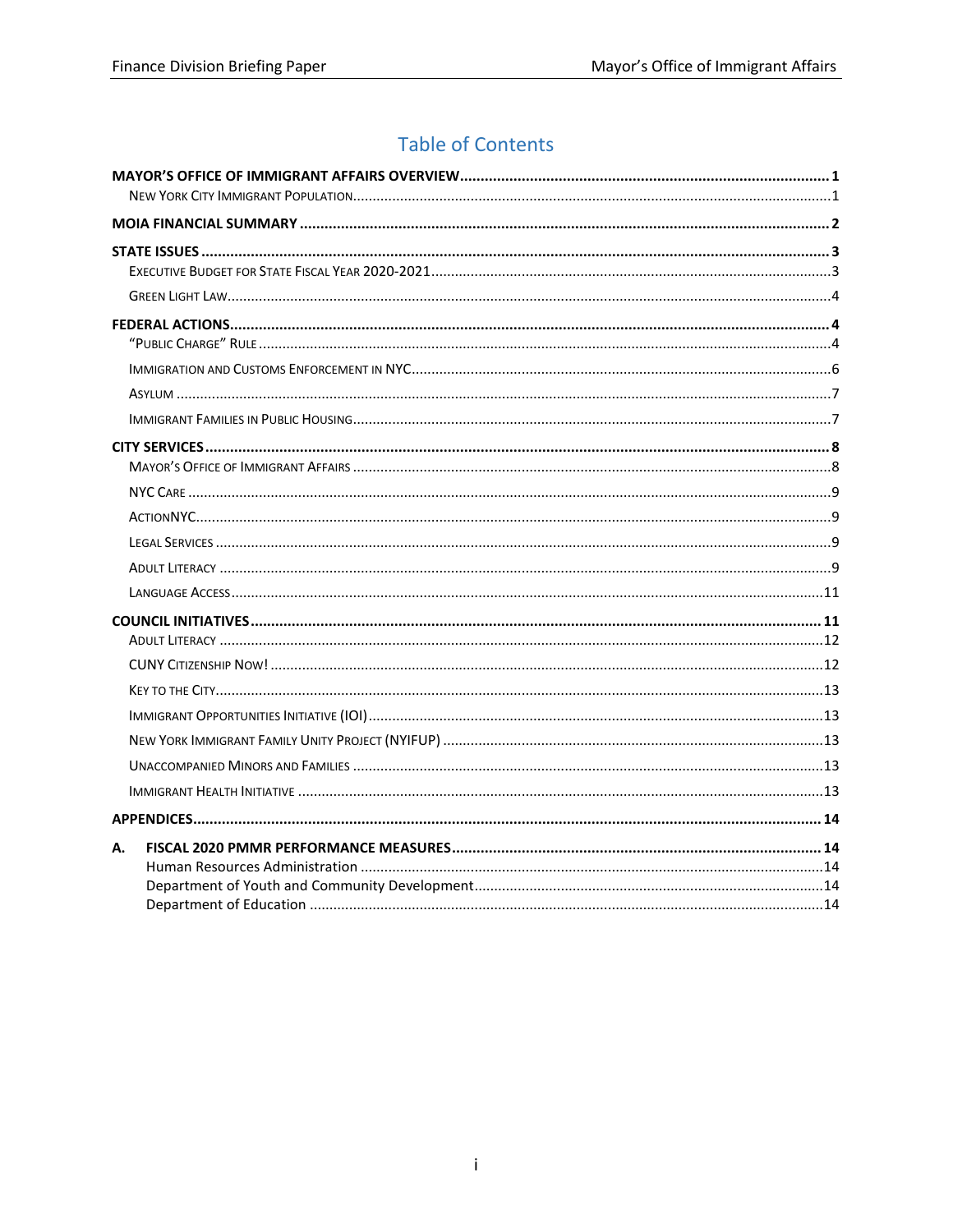# Table of Contents

**MAYOR'S OFFICE OF IMMIGRANT AFFAIRS OVERVIEW** ..... 1
- New York City Immigrant Population ..... 1

**MOIA FINANCIAL SUMMARY** ..... 2

**STATE ISSUES** ..... 3
- Executive Budget for State Fiscal Year 2020-2021 ..... 3
- Green Light Law ..... 4

**FEDERAL ACTIONS** ..... 4
- "Public Charge" Rule ..... 4
- Immigration and Customs Enforcement in NYC ..... 6
- Asylum ..... 7
- Immigrant Families in Public Housing ..... 7

**CITY SERVICES** ..... 8
- Mayor's Office of Immigrant Affairs ..... 8
- NYC Care ..... 9
- ActionNYC ..... 9
- Legal Services ..... 9
- Adult Literacy ..... 9
- Language Access ..... 11

**COUNCIL INITIATIVES** ..... 11
- Adult Literacy ..... 12
- CUNY Citizenship Now! ..... 12
- Key to the City ..... 13
- Immigrant Opportunities Initiative (IOI) ..... 13
- New York Immigrant Family Unity Project (NYIFUP) ..... 13
- Unaccompanied Minors and Families ..... 13
- Immigrant Health Initiative ..... 13

**APPENDICES** ..... 14

**A. FISCAL 2020 PMMR PERFORMANCE MEASURES** ..... 14
- Human Resources Administration ..... 14
- Department of Youth and Community Development ..... 14
- Department of Education ..... 14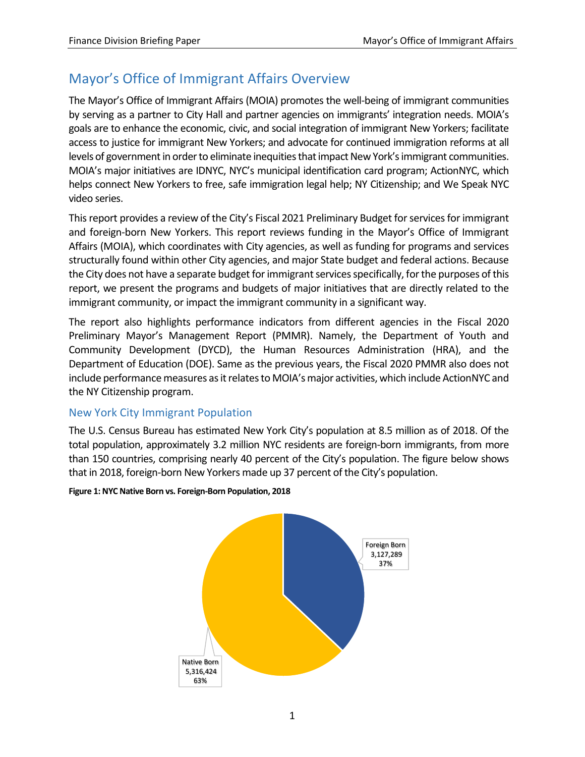# Mayor's Office of Immigrant Affairs Overview

The Mayor's Office of Immigrant Affairs (MOIA) promotes the well-being of immigrant communities by serving as a partner to City Hall and partner agencies on immigrants' integration needs. MOIA's goals are to enhance the economic, civic, and social integration of immigrant New Yorkers; facilitate access to justice for immigrant New Yorkers; and advocate for continued immigration reforms at all levels of government in order to eliminate inequities that impact New York's immigrant communities. MOIA's major initiatives are IDNYC, NYC's municipal identification card program; ActionNYC, which helps connect New Yorkers to free, safe immigration legal help; NY Citizenship; and We Speak NYC video series.

This report provides a review of the City's Fiscal 2021 Preliminary Budget for services for immigrant and foreign-born New Yorkers. This report reviews funding in the Mayor's Office of Immigrant Affairs (MOIA), which coordinates with City agencies, as well as funding for programs and services structurally found within other City agencies, and major State budget and federal actions. Because the City does not have a separate budget for immigrant services specifically, for the purposes of this report, we present the programs and budgets of major initiatives that are directly related to the immigrant community, or impact the immigrant community in a significant way.

The report also highlights performance indicators from different agencies in the Fiscal 2020 Preliminary Mayor's Management Report (PMMR). Namely, the Department of Youth and Community Development (DYCD), the Human Resources Administration (HRA), and the Department of Education (DOE). Same as the previous years, the Fiscal 2020 PMMR also does not include performance measures as it relates to MOIA's major activities, which include ActionNYC and the NY Citizenship program.

## New York City Immigrant Population

The U.S. Census Bureau has estimated New York City's population at 8.5 million as of 2018. Of the total population, approximately 3.2 million NYC residents are foreign-born immigrants, from more than 150 countries, comprising nearly 40 percent of the City's population. The figure below shows that in 2018, foreign-born New Yorkers made up 37 percent of the City's population.

**Figure 1: NYC Native Born vs. Foreign-Born Population, 2018**

| Category | Population | Percent |
|---|---|---|
| Foreign Born | 3,127,289 | 37% |
| Native Born | 5,316,424 | 63% |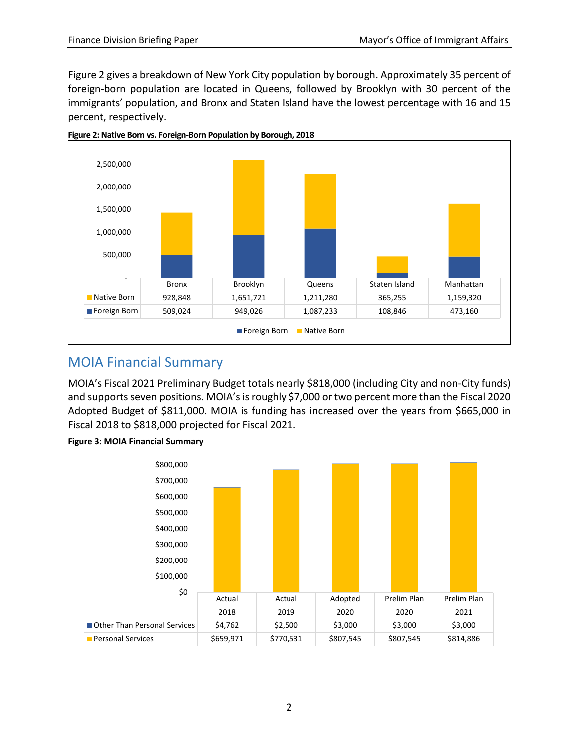Figure 2 gives a breakdown of New York City population by borough. Approximately 35 percent of foreign-born population are located in Queens, followed by Brooklyn with 30 percent of the immigrants' population, and Bronx and Staten Island have the lowest percentage with 16 and 15 percent, respectively.

**Figure 2: Native Born vs. Foreign-Born Population by Borough, 2018**

| | Bronx | Brooklyn | Queens | Staten Island | Manhattan |
|---|---|---|---|---|---|
| Native Born | 928,848 | 1,651,721 | 1,211,280 | 365,255 | 1,159,320 |
| Foreign Born | 509,024 | 949,026 | 1,087,233 | 108,846 | 473,160 |

## MOIA Financial Summary

MOIA's Fiscal 2021 Preliminary Budget totals nearly $818,000 (including City and non-City funds) and supports seven positions. MOIA's is roughly $7,000 or two percent more than the Fiscal 2020 Adopted Budget of $811,000. MOIA is funding has increased over the years from $665,000 in Fiscal 2018 to $818,000 projected for Fiscal 2021.

**Figure 3: MOIA Financial Summary**

| | Actual 2018 | Actual 2019 | Adopted 2020 | Prelim Plan 2020 | Prelim Plan 2021 |
|---|---|---|---|---|---|
| Other Than Personal Services | $4,762 | $2,500 | $3,000 | $3,000 | $3,000 |
| Personal Services | $659,971 | $770,531 | $807,545 | $807,545 | $814,886 |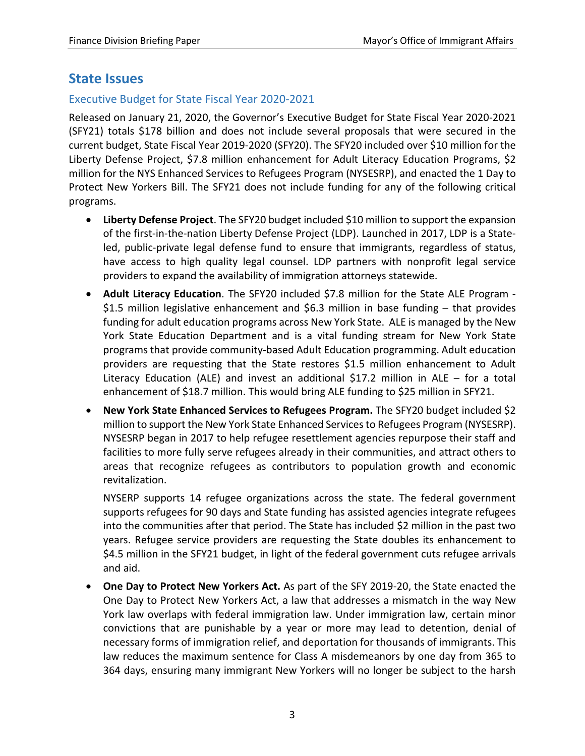## State Issues

### Executive Budget for State Fiscal Year 2020-2021

Released on January 21, 2020, the Governor's Executive Budget for State Fiscal Year 2020-2021 (SFY21) totals $178 billion and does not include several proposals that were secured in the current budget, State Fiscal Year 2019-2020 (SFY20). The SFY20 included over $10 million for the Liberty Defense Project, $7.8 million enhancement for Adult Literacy Education Programs, $2 million for the NYS Enhanced Services to Refugees Program (NYSESRP), and enacted the 1 Day to Protect New Yorkers Bill. The SFY21 does not include funding for any of the following critical programs.

- **Liberty Defense Project**. The SFY20 budget included $10 million to support the expansion of the first-in-the-nation Liberty Defense Project (LDP). Launched in 2017, LDP is a State-led, public-private legal defense fund to ensure that immigrants, regardless of status, have access to high quality legal counsel. LDP partners with nonprofit legal service providers to expand the availability of immigration attorneys statewide.
- **Adult Literacy Education**. The SFY20 included $7.8 million for the State ALE Program - $1.5 million legislative enhancement and $6.3 million in base funding – that provides funding for adult education programs across New York State. ALE is managed by the New York State Education Department and is a vital funding stream for New York State programs that provide community-based Adult Education programming. Adult education providers are requesting that the State restores $1.5 million enhancement to Adult Literacy Education (ALE) and invest an additional $17.2 million in ALE – for a total enhancement of $18.7 million. This would bring ALE funding to $25 million in SFY21.
- **New York State Enhanced Services to Refugees Program.** The SFY20 budget included $2 million to support the New York State Enhanced Services to Refugees Program (NYSESRP). NYSESRP began in 2017 to help refugee resettlement agencies repurpose their staff and facilities to more fully serve refugees already in their communities, and attract others to areas that recognize refugees as contributors to population growth and economic revitalization.

  NYSERP supports 14 refugee organizations across the state. The federal government supports refugees for 90 days and State funding has assisted agencies integrate refugees into the communities after that period. The State has included $2 million in the past two years. Refugee service providers are requesting the State doubles its enhancement to $4.5 million in the SFY21 budget, in light of the federal government cuts refugee arrivals and aid.
- **One Day to Protect New Yorkers Act.** As part of the SFY 2019-20, the State enacted the One Day to Protect New Yorkers Act, a law that addresses a mismatch in the way New York law overlaps with federal immigration law. Under immigration law, certain minor convictions that are punishable by a year or more may lead to detention, denial of necessary forms of immigration relief, and deportation for thousands of immigrants. This law reduces the maximum sentence for Class A misdemeanors by one day from 365 to 364 days, ensuring many immigrant New Yorkers will no longer be subject to the harsh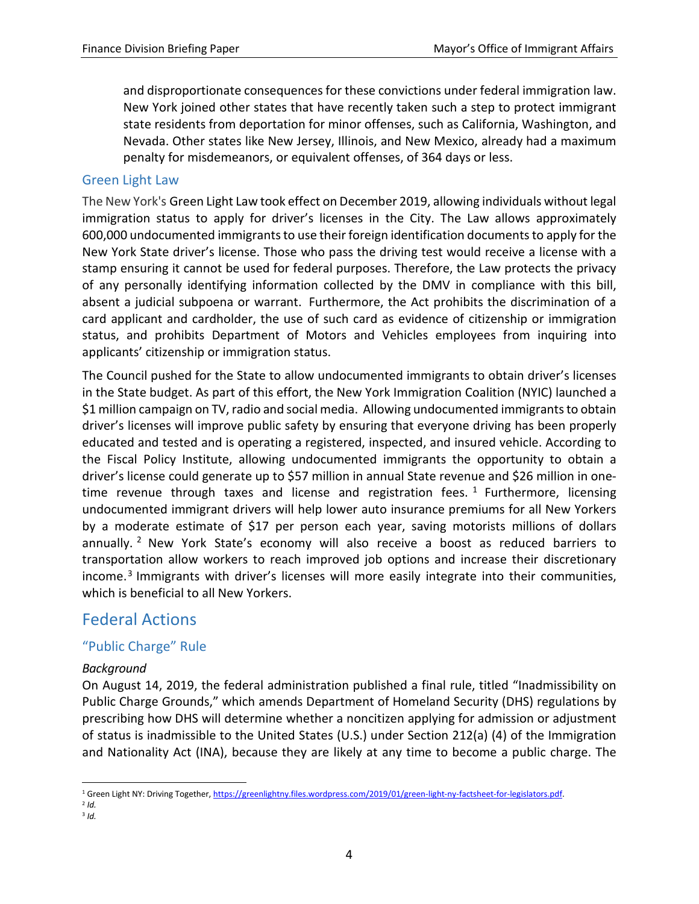and disproportionate consequences for these convictions under federal immigration law. New York joined other states that have recently taken such a step to protect immigrant state residents from deportation for minor offenses, such as California, Washington, and Nevada. Other states like New Jersey, Illinois, and New Mexico, already had a maximum penalty for misdemeanors, or equivalent offenses, of 364 days or less.

### Green Light Law

The New York's Green Light Law took effect on December 2019, allowing individuals without legal immigration status to apply for driver's licenses in the City. The Law allows approximately 600,000 undocumented immigrants to use their foreign identification documents to apply for the New York State driver's license. Those who pass the driving test would receive a license with a stamp ensuring it cannot be used for federal purposes. Therefore, the Law protects the privacy of any personally identifying information collected by the DMV in compliance with this bill, absent a judicial subpoena or warrant. Furthermore, the Act prohibits the discrimination of a card applicant and cardholder, the use of such card as evidence of citizenship or immigration status, and prohibits Department of Motors and Vehicles employees from inquiring into applicants' citizenship or immigration status.

The Council pushed for the State to allow undocumented immigrants to obtain driver's licenses in the State budget. As part of this effort, the New York Immigration Coalition (NYIC) launched a $1 million campaign on TV, radio and social media. Allowing undocumented immigrants to obtain driver's licenses will improve public safety by ensuring that everyone driving has been properly educated and tested and is operating a registered, inspected, and insured vehicle. According to the Fiscal Policy Institute, allowing undocumented immigrants the opportunity to obtain a driver's license could generate up to $57 million in annual State revenue and $26 million in one-time revenue through taxes and license and registration fees. [1] Furthermore, licensing undocumented immigrant drivers will help lower auto insurance premiums for all New Yorkers by a moderate estimate of $17 per person each year, saving motorists millions of dollars annually. [2] New York State's economy will also receive a boost as reduced barriers to transportation allow workers to reach improved job options and increase their discretionary income.[3] Immigrants with driver's licenses will more easily integrate into their communities, which is beneficial to all New Yorkers.

## Federal Actions

### "Public Charge" Rule

*Background*

On August 14, 2019, the federal administration published a final rule, titled "Inadmissibility on Public Charge Grounds," which amends Department of Homeland Security (DHS) regulations by prescribing how DHS will determine whether a noncitizen applying for admission or adjustment of status is inadmissible to the United States (U.S.) under Section 212(a) (4) of the Immigration and Nationality Act (INA), because they are likely at any time to become a public charge. The

---

[1] Green Light NY: Driving Together, https://greenlightny.files.wordpress.com/2019/01/green-light-ny-factsheet-for-legislators.pdf.

[2] *Id.*

[3] *Id.*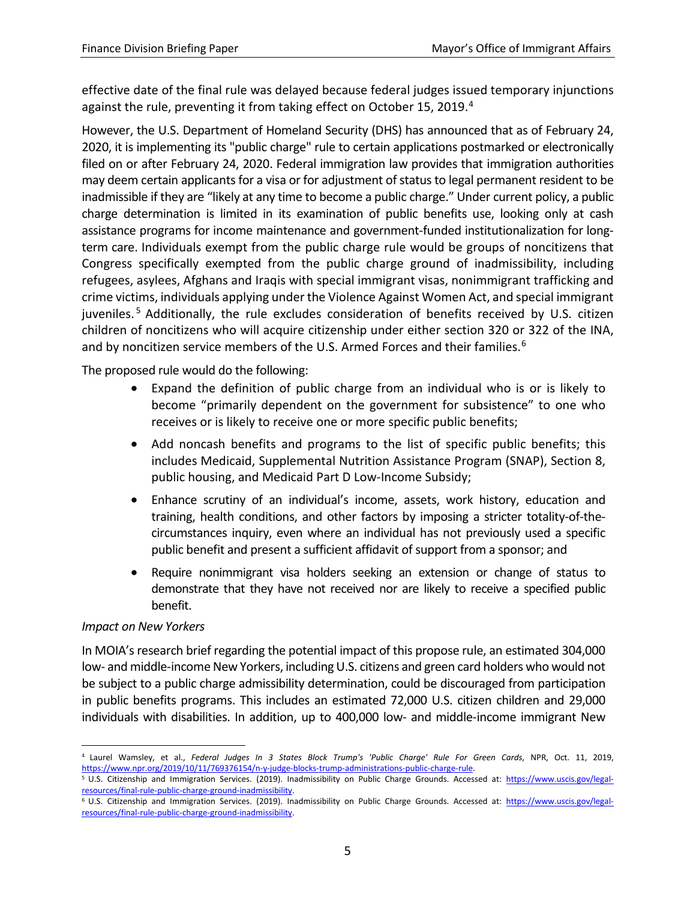effective date of the final rule was delayed because federal judges issued temporary injunctions against the rule, preventing it from taking effect on October 15, 2019.[4]

However, the U.S. Department of Homeland Security (DHS) has announced that as of February 24, 2020, it is implementing its "public charge" rule to certain applications postmarked or electronically filed on or after February 24, 2020. Federal immigration law provides that immigration authorities may deem certain applicants for a visa or for adjustment of status to legal permanent resident to be inadmissible if they are "likely at any time to become a public charge." Under current policy, a public charge determination is limited in its examination of public benefits use, looking only at cash assistance programs for income maintenance and government-funded institutionalization for long-term care. Individuals exempt from the public charge rule would be groups of noncitizens that Congress specifically exempted from the public charge ground of inadmissibility, including refugees, asylees, Afghans and Iraqis with special immigrant visas, nonimmigrant trafficking and crime victims, individuals applying under the Violence Against Women Act, and special immigrant juveniles.[5] Additionally, the rule excludes consideration of benefits received by U.S. citizen children of noncitizens who will acquire citizenship under either section 320 or 322 of the INA, and by noncitizen service members of the U.S. Armed Forces and their families.[6]

The proposed rule would do the following:

- Expand the definition of public charge from an individual who is or is likely to become "primarily dependent on the government for subsistence" to one who receives or is likely to receive one or more specific public benefits;
- Add noncash benefits and programs to the list of specific public benefits; this includes Medicaid, Supplemental Nutrition Assistance Program (SNAP), Section 8, public housing, and Medicaid Part D Low-Income Subsidy;
- Enhance scrutiny of an individual's income, assets, work history, education and training, health conditions, and other factors by imposing a stricter totality-of-the-circumstances inquiry, even where an individual has not previously used a specific public benefit and present a sufficient affidavit of support from a sponsor; and
- Require nonimmigrant visa holders seeking an extension or change of status to demonstrate that they have not received nor are likely to receive a specified public benefit.

*Impact on New Yorkers*

In MOIA's research brief regarding the potential impact of this propose rule, an estimated 304,000 low- and middle-income New Yorkers, including U.S. citizens and green card holders who would not be subject to a public charge admissibility determination, could be discouraged from participation in public benefits programs. This includes an estimated 72,000 U.S. citizen children and 29,000 individuals with disabilities. In addition, up to 400,000 low- and middle-income immigrant New

[4] Laurel Wamsley, et al., *Federal Judges In 3 States Block Trump's 'Public Charge' Rule For Green Cards*, NPR, Oct. 11, 2019, https://www.npr.org/2019/10/11/769376154/n-y-judge-blocks-trump-administrations-public-charge-rule.

[5] U.S. Citizenship and Immigration Services. (2019). Inadmissibility on Public Charge Grounds. Accessed at: https://www.uscis.gov/legal-resources/final-rule-public-charge-ground-inadmissibility.

[6] U.S. Citizenship and Immigration Services. (2019). Inadmissibility on Public Charge Grounds. Accessed at: https://www.uscis.gov/legal-resources/final-rule-public-charge-ground-inadmissibility.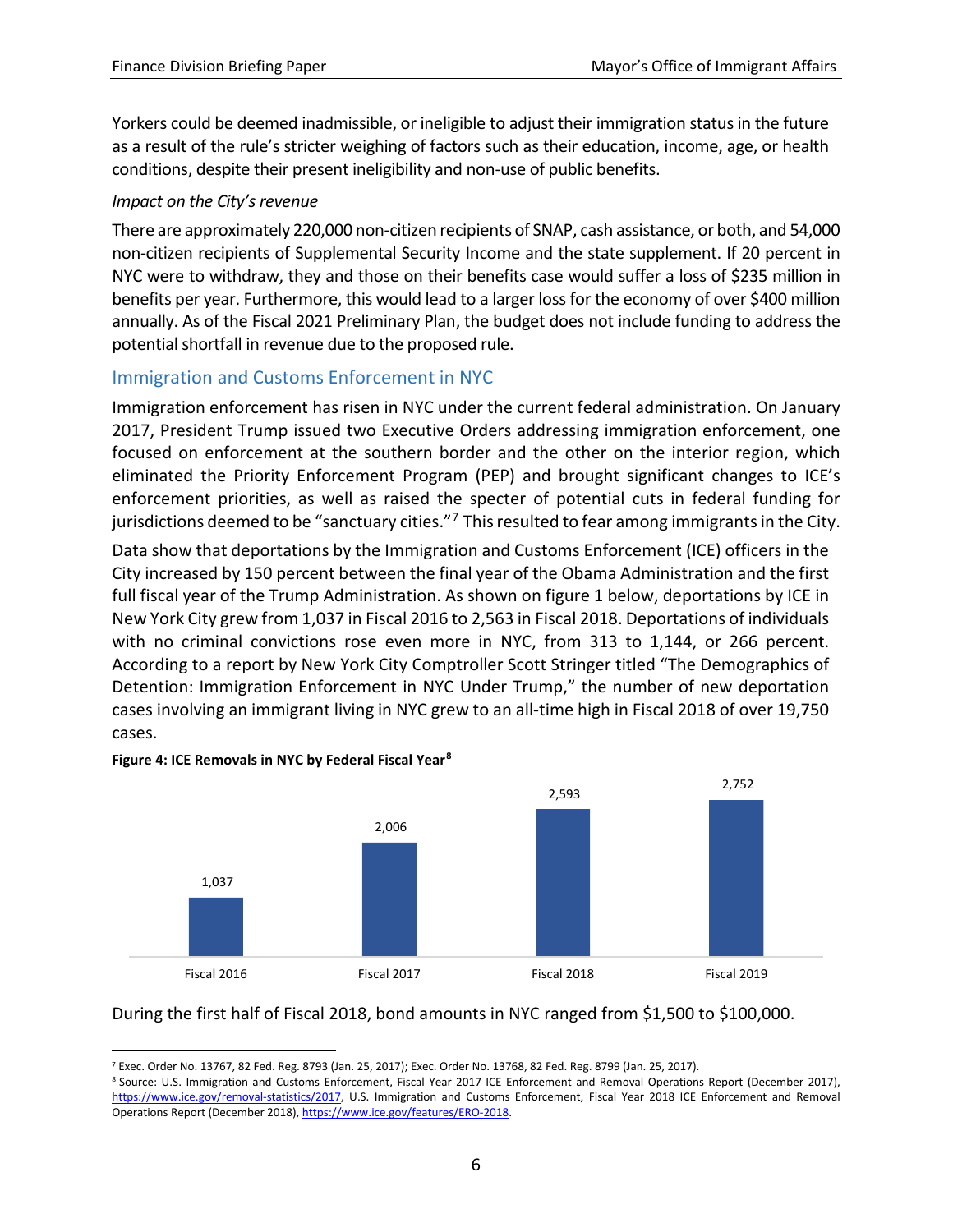Yorkers could be deemed inadmissible, or ineligible to adjust their immigration status in the future as a result of the rule's stricter weighing of factors such as their education, income, age, or health conditions, despite their present ineligibility and non-use of public benefits.

*Impact on the City's revenue*

There are approximately 220,000 non-citizen recipients of SNAP, cash assistance, or both, and 54,000 non-citizen recipients of Supplemental Security Income and the state supplement. If 20 percent in NYC were to withdraw, they and those on their benefits case would suffer a loss of $235 million in benefits per year. Furthermore, this would lead to a larger loss for the economy of over $400 million annually. As of the Fiscal 2021 Preliminary Plan, the budget does not include funding to address the potential shortfall in revenue due to the proposed rule.

## Immigration and Customs Enforcement in NYC

Immigration enforcement has risen in NYC under the current federal administration. On January 2017, President Trump issued two Executive Orders addressing immigration enforcement, one focused on enforcement at the southern border and the other on the interior region, which eliminated the Priority Enforcement Program (PEP) and brought significant changes to ICE's enforcement priorities, as well as raised the specter of potential cuts in federal funding for jurisdictions deemed to be "sanctuary cities."[7] This resulted to fear among immigrants in the City.

Data show that deportations by the Immigration and Customs Enforcement (ICE) officers in the City increased by 150 percent between the final year of the Obama Administration and the first full fiscal year of the Trump Administration. As shown on figure 1 below, deportations by ICE in New York City grew from 1,037 in Fiscal 2016 to 2,563 in Fiscal 2018. Deportations of individuals with no criminal convictions rose even more in NYC, from 313 to 1,144, or 266 percent. According to a report by New York City Comptroller Scott Stringer titled "The Demographics of Detention: Immigration Enforcement in NYC Under Trump," the number of new deportation cases involving an immigrant living in NYC grew to an all-time high in Fiscal 2018 of over 19,750 cases.

**Figure 4: ICE Removals in NYC by Federal Fiscal Year[8]**

| Fiscal Year | ICE Removals |
| --- | --- |
| Fiscal 2016 | 1,037 |
| Fiscal 2017 | 2,006 |
| Fiscal 2018 | 2,593 |
| Fiscal 2019 | 2,752 |

During the first half of Fiscal 2018, bond amounts in NYC ranged from $1,500 to $100,000.

---

[7] Exec. Order No. 13767, 82 Fed. Reg. 8793 (Jan. 25, 2017); Exec. Order No. 13768, 82 Fed. Reg. 8799 (Jan. 25, 2017).

[8] Source: U.S. Immigration and Customs Enforcement, Fiscal Year 2017 ICE Enforcement and Removal Operations Report (December 2017), https://www.ice.gov/removal-statistics/2017, U.S. Immigration and Customs Enforcement, Fiscal Year 2018 ICE Enforcement and Removal Operations Report (December 2018), https://www.ice.gov/features/ERO-2018.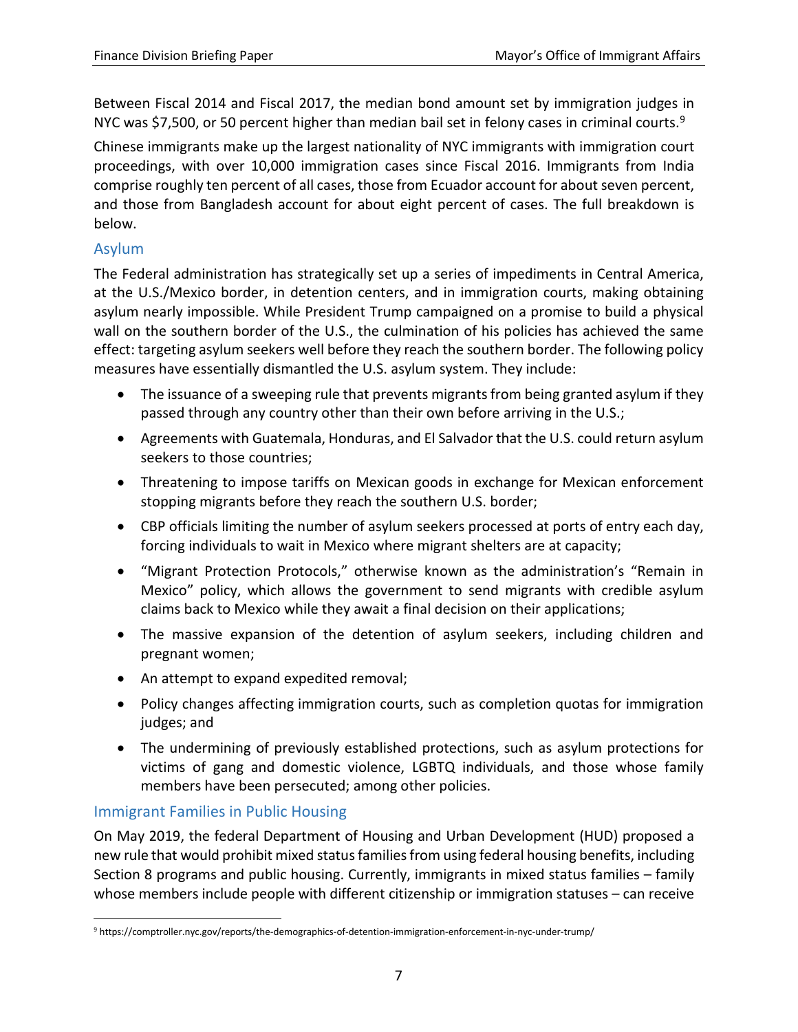Between Fiscal 2014 and Fiscal 2017, the median bond amount set by immigration judges in NYC was $7,500, or 50 percent higher than median bail set in felony cases in criminal courts.[9]

Chinese immigrants make up the largest nationality of NYC immigrants with immigration court proceedings, with over 10,000 immigration cases since Fiscal 2016. Immigrants from India comprise roughly ten percent of all cases, those from Ecuador account for about seven percent, and those from Bangladesh account for about eight percent of cases. The full breakdown is below.

### Asylum

The Federal administration has strategically set up a series of impediments in Central America, at the U.S./Mexico border, in detention centers, and in immigration courts, making obtaining asylum nearly impossible. While President Trump campaigned on a promise to build a physical wall on the southern border of the U.S., the culmination of his policies has achieved the same effect: targeting asylum seekers well before they reach the southern border. The following policy measures have essentially dismantled the U.S. asylum system. They include:

- The issuance of a sweeping rule that prevents migrants from being granted asylum if they passed through any country other than their own before arriving in the U.S.;
- Agreements with Guatemala, Honduras, and El Salvador that the U.S. could return asylum seekers to those countries;
- Threatening to impose tariffs on Mexican goods in exchange for Mexican enforcement stopping migrants before they reach the southern U.S. border;
- CBP officials limiting the number of asylum seekers processed at ports of entry each day, forcing individuals to wait in Mexico where migrant shelters are at capacity;
- "Migrant Protection Protocols," otherwise known as the administration's "Remain in Mexico" policy, which allows the government to send migrants with credible asylum claims back to Mexico while they await a final decision on their applications;
- The massive expansion of the detention of asylum seekers, including children and pregnant women;
- An attempt to expand expedited removal;
- Policy changes affecting immigration courts, such as completion quotas for immigration judges; and
- The undermining of previously established protections, such as asylum protections for victims of gang and domestic violence, LGBTQ individuals, and those whose family members have been persecuted; among other policies.

### Immigrant Families in Public Housing

On May 2019, the federal Department of Housing and Urban Development (HUD) proposed a new rule that would prohibit mixed status families from using federal housing benefits, including Section 8 programs and public housing. Currently, immigrants in mixed status families – family whose members include people with different citizenship or immigration statuses – can receive

[9] https://comptroller.nyc.gov/reports/the-demographics-of-detention-immigration-enforcement-in-nyc-under-trump/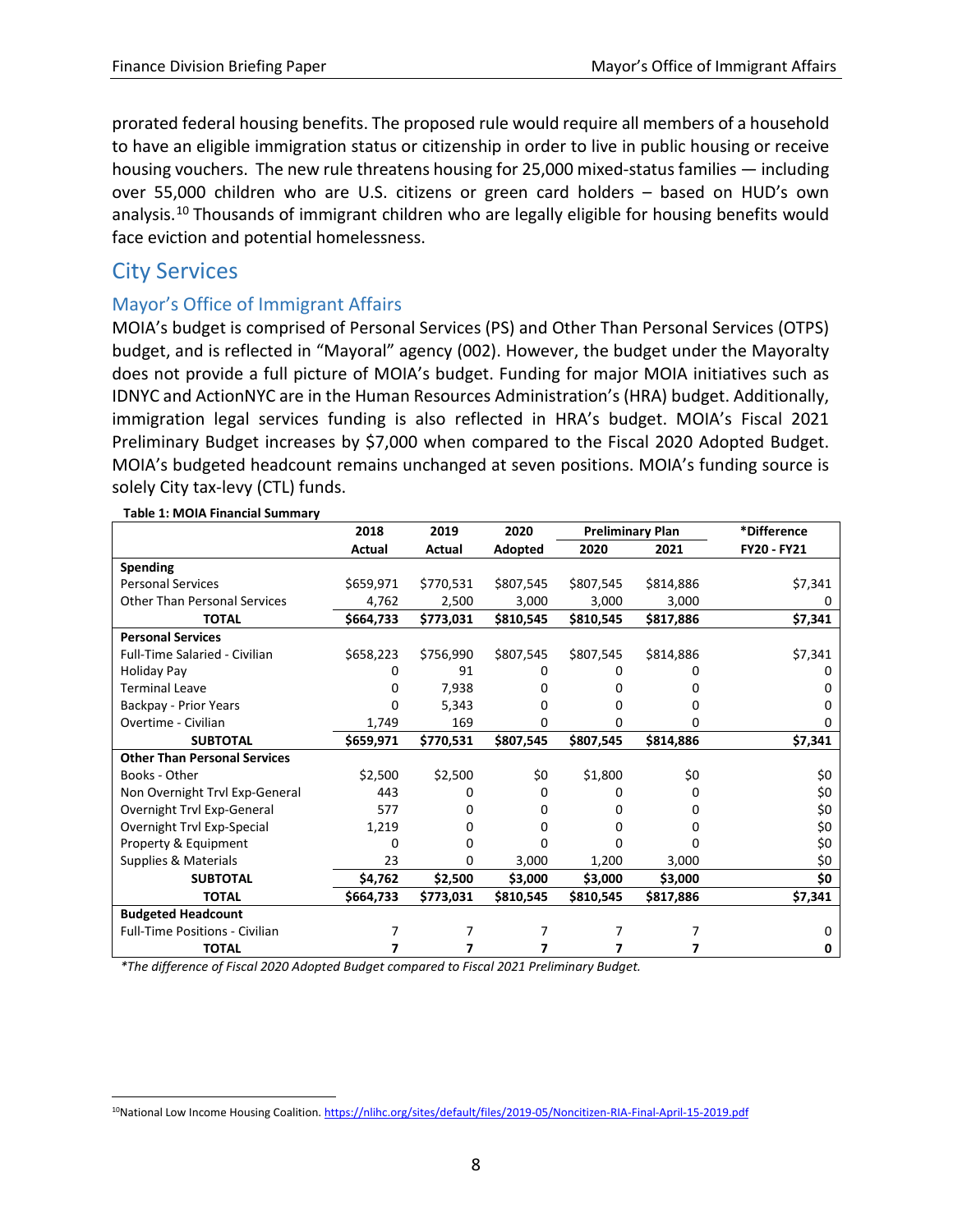prorated federal housing benefits. The proposed rule would require all members of a household to have an eligible immigration status or citizenship in order to live in public housing or receive housing vouchers. The new rule threatens housing for 25,000 mixed-status families — including over 55,000 children who are U.S. citizens or green card holders – based on HUD's own analysis.[10] Thousands of immigrant children who are legally eligible for housing benefits would face eviction and potential homelessness.

## City Services

### Mayor's Office of Immigrant Affairs

MOIA's budget is comprised of Personal Services (PS) and Other Than Personal Services (OTPS) budget, and is reflected in "Mayoral" agency (002). However, the budget under the Mayoralty does not provide a full picture of MOIA's budget. Funding for major MOIA initiatives such as IDNYC and ActionNYC are in the Human Resources Administration's (HRA) budget. Additionally, immigration legal services funding is also reflected in HRA's budget. MOIA's Fiscal 2021 Preliminary Budget increases by $7,000 when compared to the Fiscal 2020 Adopted Budget. MOIA's budgeted headcount remains unchanged at seven positions. MOIA's funding source is solely City tax-levy (CTL) funds.

**Table 1: MOIA Financial Summary**

| | 2018 | 2019 | 2020 | Preliminary Plan | | *Difference |
|---|---|---|---|---|---|---|
| | Actual | Actual | Adopted | 2020 | 2021 | FY20 - FY21 |
| **Spending** | | | | | | |
| Personal Services | $659,971 | $770,531 | $807,545 | $807,545 | $814,886 | $7,341 |
| Other Than Personal Services | 4,762 | 2,500 | 3,000 | 3,000 | 3,000 | 0 |
| **TOTAL** | **$664,733** | **$773,031** | **$810,545** | **$810,545** | **$817,886** | **$7,341** |
| **Personal Services** | | | | | | |
| Full-Time Salaried - Civilian | $658,223 | $756,990 | $807,545 | $807,545 | $814,886 | $7,341 |
| Holiday Pay | 0 | 91 | 0 | 0 | 0 | 0 |
| Terminal Leave | 0 | 7,938 | 0 | 0 | 0 | 0 |
| Backpay - Prior Years | 0 | 5,343 | 0 | 0 | 0 | 0 |
| Overtime - Civilian | 1,749 | 169 | 0 | 0 | 0 | 0 |
| **SUBTOTAL** | **$659,971** | **$770,531** | **$807,545** | **$807,545** | **$814,886** | **$7,341** |
| **Other Than Personal Services** | | | | | | |
| Books - Other | $2,500 | $2,500 | $0 | $1,800 | $0 | $0 |
| Non Overnight Trvl Exp-General | 443 | 0 | 0 | 0 | 0 | $0 |
| Overnight Trvl Exp-General | 577 | 0 | 0 | 0 | 0 | $0 |
| Overnight Trvl Exp-Special | 1,219 | 0 | 0 | 0 | 0 | $0 |
| Property & Equipment | 0 | 0 | 0 | 0 | 0 | $0 |
| Supplies & Materials | 23 | 0 | 3,000 | 1,200 | 3,000 | $0 |
| **SUBTOTAL** | **$4,762** | **$2,500** | **$3,000** | **$3,000** | **$3,000** | **$0** |
| **TOTAL** | **$664,733** | **$773,031** | **$810,545** | **$810,545** | **$817,886** | **$7,341** |
| **Budgeted Headcount** | | | | | | |
| Full-Time Positions - Civilian | 7 | 7 | 7 | 7 | 7 | 0 |
| **TOTAL** | **7** | **7** | **7** | **7** | **7** | **0** |

*\*The difference of Fiscal 2020 Adopted Budget compared to Fiscal 2021 Preliminary Budget.*

[10] National Low Income Housing Coalition. https://nlihc.org/sites/default/files/2019-05/Noncitizen-RIA-Final-April-15-2019.pdf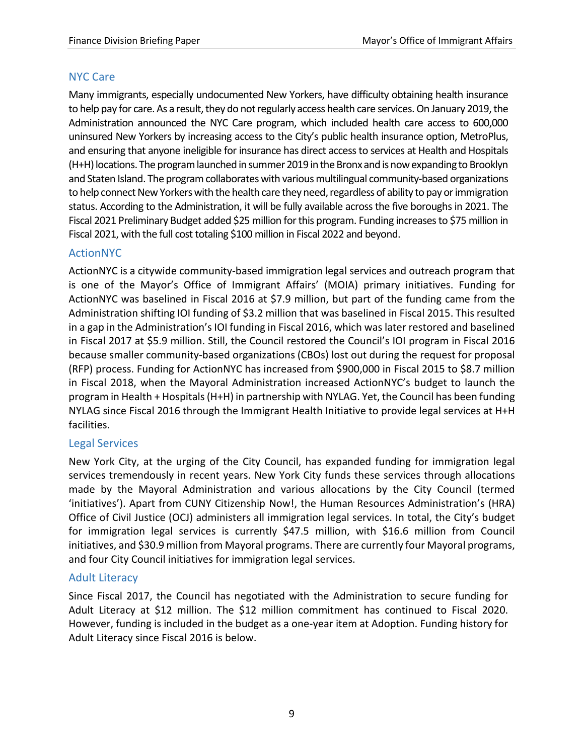## NYC Care

Many immigrants, especially undocumented New Yorkers, have difficulty obtaining health insurance to help pay for care. As a result, they do not regularly access health care services. On January 2019, the Administration announced the NYC Care program, which included health care access to 600,000 uninsured New Yorkers by increasing access to the City's public health insurance option, MetroPlus, and ensuring that anyone ineligible for insurance has direct access to services at Health and Hospitals (H+H) locations. The program launched in summer 2019 in the Bronx and is now expanding to Brooklyn and Staten Island. The program collaborates with various multilingual community-based organizations to help connect New Yorkers with the health care they need, regardless of ability to pay or immigration status. According to the Administration, it will be fully available across the five boroughs in 2021. The Fiscal 2021 Preliminary Budget added $25 million for this program. Funding increases to $75 million in Fiscal 2021, with the full cost totaling $100 million in Fiscal 2022 and beyond.

## ActionNYC

ActionNYC is a citywide community-based immigration legal services and outreach program that is one of the Mayor's Office of Immigrant Affairs' (MOIA) primary initiatives. Funding for ActionNYC was baselined in Fiscal 2016 at $7.9 million, but part of the funding came from the Administration shifting IOI funding of $3.2 million that was baselined in Fiscal 2015. This resulted in a gap in the Administration's IOI funding in Fiscal 2016, which was later restored and baselined in Fiscal 2017 at $5.9 million. Still, the Council restored the Council's IOI program in Fiscal 2016 because smaller community-based organizations (CBOs) lost out during the request for proposal (RFP) process. Funding for ActionNYC has increased from $900,000 in Fiscal 2015 to $8.7 million in Fiscal 2018, when the Mayoral Administration increased ActionNYC's budget to launch the program in Health + Hospitals (H+H) in partnership with NYLAG. Yet, the Council has been funding NYLAG since Fiscal 2016 through the Immigrant Health Initiative to provide legal services at H+H facilities.

## Legal Services

New York City, at the urging of the City Council, has expanded funding for immigration legal services tremendously in recent years. New York City funds these services through allocations made by the Mayoral Administration and various allocations by the City Council (termed 'initiatives'). Apart from CUNY Citizenship Now!, the Human Resources Administration's (HRA) Office of Civil Justice (OCJ) administers all immigration legal services. In total, the City's budget for immigration legal services is currently $47.5 million, with $16.6 million from Council initiatives, and $30.9 million from Mayoral programs. There are currently four Mayoral programs, and four City Council initiatives for immigration legal services.

## Adult Literacy

Since Fiscal 2017, the Council has negotiated with the Administration to secure funding for Adult Literacy at $12 million. The $12 million commitment has continued to Fiscal 2020. However, funding is included in the budget as a one-year item at Adoption. Funding history for Adult Literacy since Fiscal 2016 is below.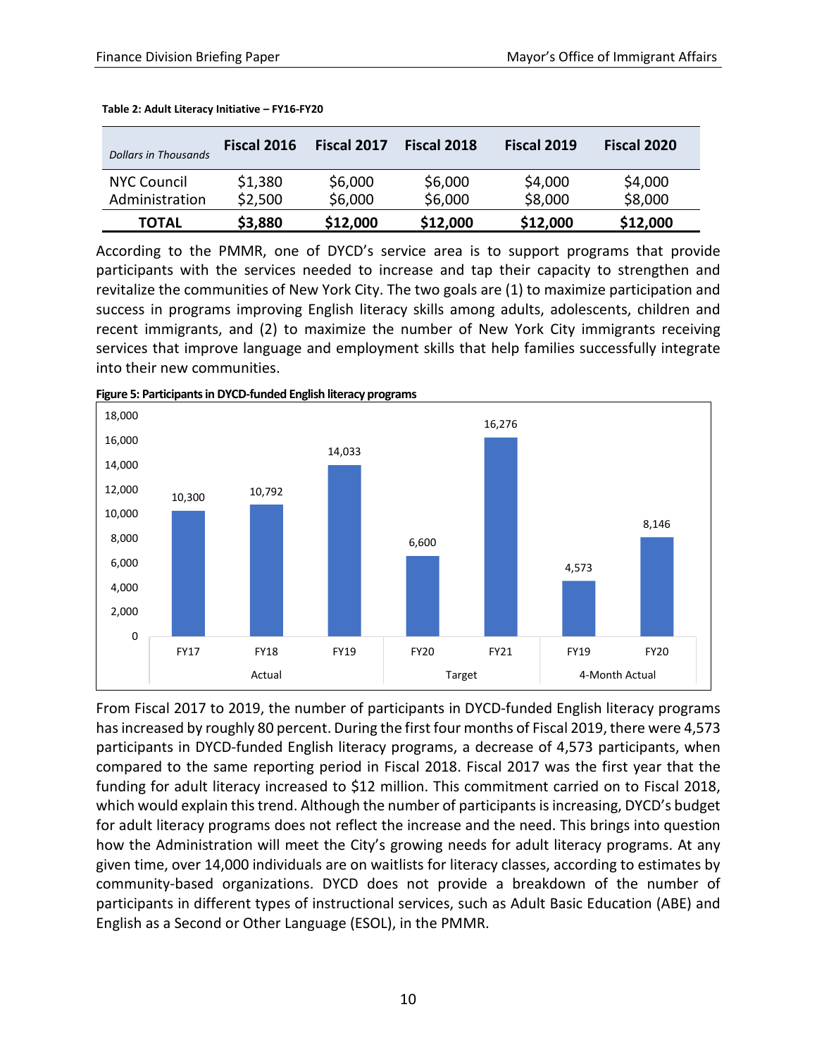**Table 2: Adult Literacy Initiative – FY16-FY20**

| *Dollars in Thousands* | Fiscal 2016 | Fiscal 2017 | Fiscal 2018 | Fiscal 2019 | Fiscal 2020 |
|---|---|---|---|---|---|
| NYC Council | $1,380 | $6,000 | $6,000 | $4,000 | $4,000 |
| Administration | $2,500 | $6,000 | $6,000 | $8,000 | $8,000 |
| **TOTAL** | **$3,880** | **$12,000** | **$12,000** | **$12,000** | **$12,000** |

According to the PMMR, one of DYCD's service area is to support programs that provide participants with the services needed to increase and tap their capacity to strengthen and revitalize the communities of New York City. The two goals are (1) to maximize participation and success in programs improving English literacy skills among adults, adolescents, children and recent immigrants, and (2) to maximize the number of New York City immigrants receiving services that improve language and employment skills that help families successfully integrate into their new communities.

**Figure 5: Participants in DYCD-funded English literacy programs**

| | FY17 | FY18 | FY19 | FY20 | FY21 | FY19 | FY20 |
|---|---|---|---|---|---|---|---|
| | Actual | | | Target | | 4-Month Actual | |
| Participants | 10,300 | 10,792 | 14,033 | 6,600 | 16,276 | 4,573 | 8,146 |

From Fiscal 2017 to 2019, the number of participants in DYCD-funded English literacy programs has increased by roughly 80 percent. During the first four months of Fiscal 2019, there were 4,573 participants in DYCD-funded English literacy programs, a decrease of 4,573 participants, when compared to the same reporting period in Fiscal 2018. Fiscal 2017 was the first year that the funding for adult literacy increased to $12 million. This commitment carried on to Fiscal 2018, which would explain this trend. Although the number of participants is increasing, DYCD's budget for adult literacy programs does not reflect the increase and the need. This brings into question how the Administration will meet the City's growing needs for adult literacy programs. At any given time, over 14,000 individuals are on waitlists for literacy classes, according to estimates by community-based organizations. DYCD does not provide a breakdown of the number of participants in different types of instructional services, such as Adult Basic Education (ABE) and English as a Second or Other Language (ESOL), in the PMMR.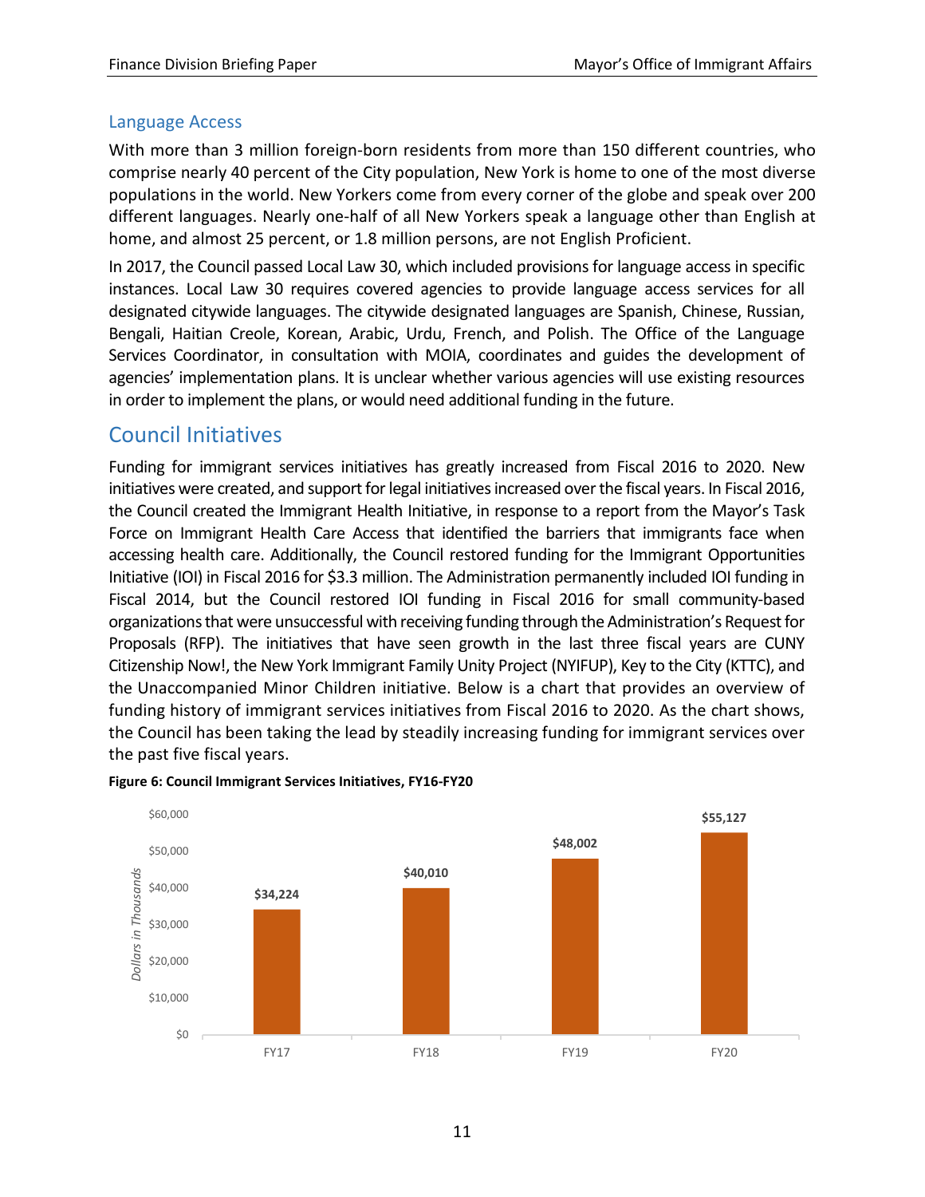### Language Access

With more than 3 million foreign-born residents from more than 150 different countries, who comprise nearly 40 percent of the City population, New York is home to one of the most diverse populations in the world. New Yorkers come from every corner of the globe and speak over 200 different languages. Nearly one-half of all New Yorkers speak a language other than English at home, and almost 25 percent, or 1.8 million persons, are not English Proficient.

In 2017, the Council passed Local Law 30, which included provisions for language access in specific instances. Local Law 30 requires covered agencies to provide language access services for all designated citywide languages. The citywide designated languages are Spanish, Chinese, Russian, Bengali, Haitian Creole, Korean, Arabic, Urdu, French, and Polish. The Office of the Language Services Coordinator, in consultation with MOIA, coordinates and guides the development of agencies' implementation plans. It is unclear whether various agencies will use existing resources in order to implement the plans, or would need additional funding in the future.

## Council Initiatives

Funding for immigrant services initiatives has greatly increased from Fiscal 2016 to 2020. New initiatives were created, and support for legal initiatives increased over the fiscal years. In Fiscal 2016, the Council created the Immigrant Health Initiative, in response to a report from the Mayor's Task Force on Immigrant Health Care Access that identified the barriers that immigrants face when accessing health care. Additionally, the Council restored funding for the Immigrant Opportunities Initiative (IOI) in Fiscal 2016 for $3.3 million. The Administration permanently included IOI funding in Fiscal 2014, but the Council restored IOI funding in Fiscal 2016 for small community-based organizations that were unsuccessful with receiving funding through the Administration's Request for Proposals (RFP). The initiatives that have seen growth in the last three fiscal years are CUNY Citizenship Now!, the New York Immigrant Family Unity Project (NYIFUP), Key to the City (KTTC), and the Unaccompanied Minor Children initiative. Below is a chart that provides an overview of funding history of immigrant services initiatives from Fiscal 2016 to 2020. As the chart shows, the Council has been taking the lead by steadily increasing funding for immigrant services over the past five fiscal years.

**Figure 6: Council Immigrant Services Initiatives, FY16-FY20**

| Fiscal Year | Dollars in Thousands |
|---|---|
| FY17 | $34,224 |
| FY18 | $40,010 |
| FY19 | $48,002 |
| FY20 | $55,127 |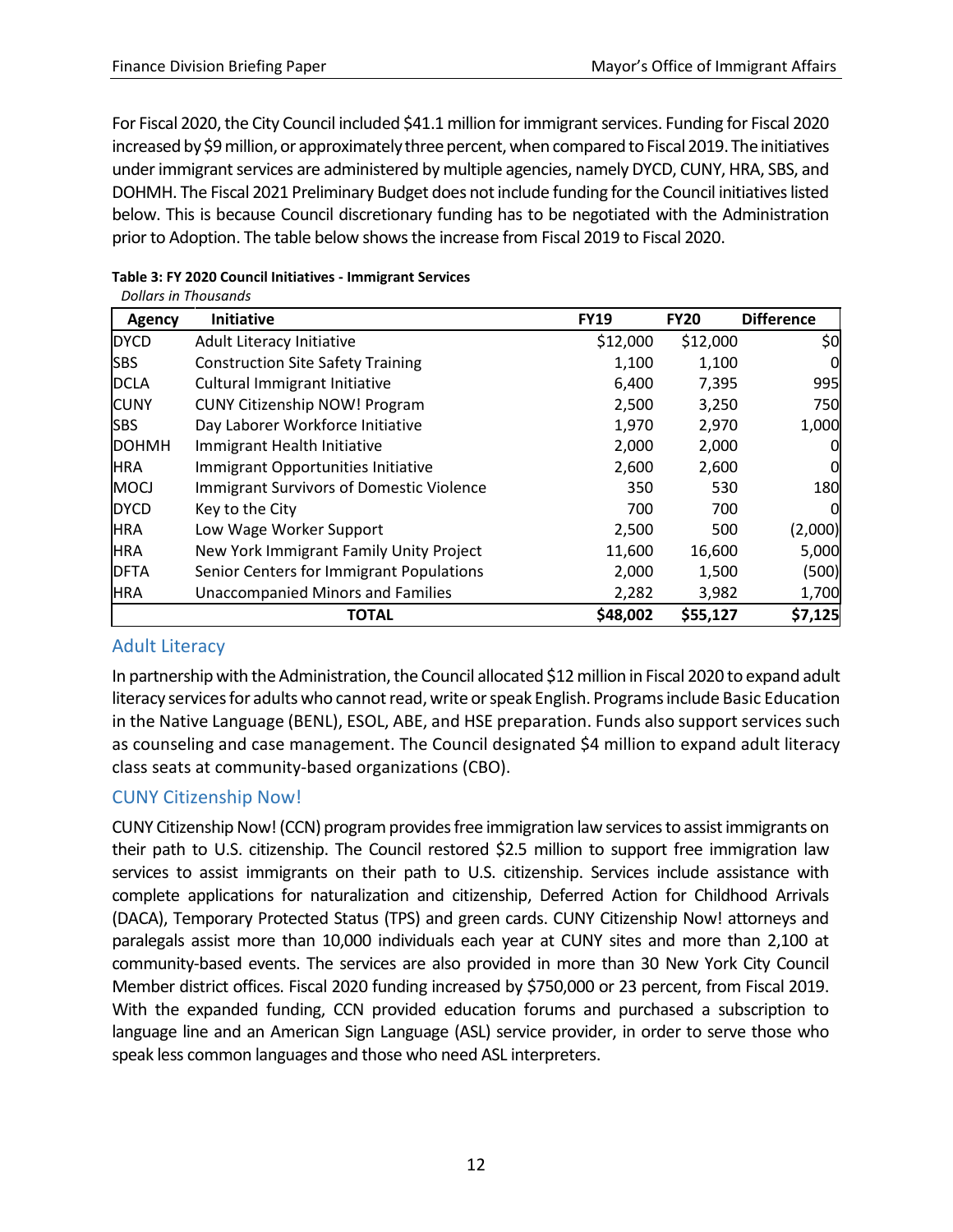For Fiscal 2020, the City Council included $41.1 million for immigrant services. Funding for Fiscal 2020 increased by $9 million, or approximately three percent, when compared to Fiscal 2019. The initiatives under immigrant services are administered by multiple agencies, namely DYCD, CUNY, HRA, SBS, and DOHMH. The Fiscal 2021 Preliminary Budget does not include funding for the Council initiatives listed below. This is because Council discretionary funding has to be negotiated with the Administration prior to Adoption. The table below shows the increase from Fiscal 2019 to Fiscal 2020.

**Table 3: FY 2020 Council Initiatives - Immigrant Services**

*Dollars in Thousands*

| Agency | Initiative | FY19 | FY20 | Difference |
|---|---|---|---|---|
| DYCD | Adult Literacy Initiative | $12,000 | $12,000 | $0 |
| SBS | Construction Site Safety Training | 1,100 | 1,100 | 0 |
| DCLA | Cultural Immigrant Initiative | 6,400 | 7,395 | 995 |
| CUNY | CUNY Citizenship NOW! Program | 2,500 | 3,250 | 750 |
| SBS | Day Laborer Workforce Initiative | 1,970 | 2,970 | 1,000 |
| DOHMH | Immigrant Health Initiative | 2,000 | 2,000 | 0 |
| HRA | Immigrant Opportunities Initiative | 2,600 | 2,600 | 0 |
| MOCJ | Immigrant Survivors of Domestic Violence | 350 | 530 | 180 |
| DYCD | Key to the City | 700 | 700 | 0 |
| HRA | Low Wage Worker Support | 2,500 | 500 | (2,000) |
| HRA | New York Immigrant Family Unity Project | 11,600 | 16,600 | 5,000 |
| DFTA | Senior Centers for Immigrant Populations | 2,000 | 1,500 | (500) |
| HRA | Unaccompanied Minors and Families | 2,282 | 3,982 | 1,700 |
| | **TOTAL** | **$48,002** | **$55,127** | **$7,125** |

## Adult Literacy

In partnership with the Administration, the Council allocated $12 million in Fiscal 2020 to expand adult literacy services for adults who cannot read, write or speak English. Programs include Basic Education in the Native Language (BENL), ESOL, ABE, and HSE preparation. Funds also support services such as counseling and case management. The Council designated $4 million to expand adult literacy class seats at community-based organizations (CBO).

## CUNY Citizenship Now!

CUNY Citizenship Now! (CCN) program provides free immigration law services to assist immigrants on their path to U.S. citizenship. The Council restored $2.5 million to support free immigration law services to assist immigrants on their path to U.S. citizenship. Services include assistance with complete applications for naturalization and citizenship, Deferred Action for Childhood Arrivals (DACA), Temporary Protected Status (TPS) and green cards. CUNY Citizenship Now! attorneys and paralegals assist more than 10,000 individuals each year at CUNY sites and more than 2,100 at community-based events. The services are also provided in more than 30 New York City Council Member district offices. Fiscal 2020 funding increased by $750,000 or 23 percent, from Fiscal 2019. With the expanded funding, CCN provided education forums and purchased a subscription to language line and an American Sign Language (ASL) service provider, in order to serve those who speak less common languages and those who need ASL interpreters.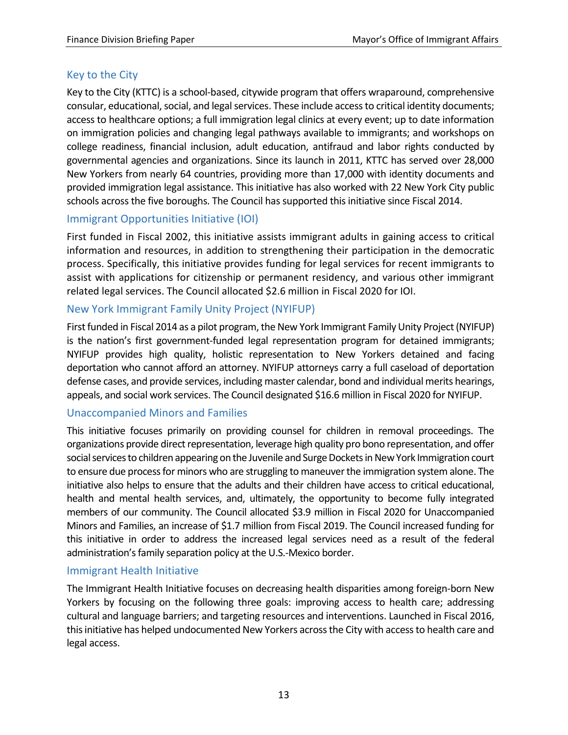## Key to the City

Key to the City (KTTC) is a school-based, citywide program that offers wraparound, comprehensive consular, educational, social, and legal services. These include access to critical identity documents; access to healthcare options; a full immigration legal clinics at every event; up to date information on immigration policies and changing legal pathways available to immigrants; and workshops on college readiness, financial inclusion, adult education, antifraud and labor rights conducted by governmental agencies and organizations. Since its launch in 2011, KTTC has served over 28,000 New Yorkers from nearly 64 countries, providing more than 17,000 with identity documents and provided immigration legal assistance. This initiative has also worked with 22 New York City public schools across the five boroughs. The Council has supported this initiative since Fiscal 2014.

## Immigrant Opportunities Initiative (IOI)

First funded in Fiscal 2002, this initiative assists immigrant adults in gaining access to critical information and resources, in addition to strengthening their participation in the democratic process. Specifically, this initiative provides funding for legal services for recent immigrants to assist with applications for citizenship or permanent residency, and various other immigrant related legal services. The Council allocated $2.6 million in Fiscal 2020 for IOI.

## New York Immigrant Family Unity Project (NYIFUP)

First funded in Fiscal 2014 as a pilot program, the New York Immigrant Family Unity Project (NYIFUP) is the nation's first government-funded legal representation program for detained immigrants; NYIFUP provides high quality, holistic representation to New Yorkers detained and facing deportation who cannot afford an attorney. NYIFUP attorneys carry a full caseload of deportation defense cases, and provide services, including master calendar, bond and individual merits hearings, appeals, and social work services. The Council designated $16.6 million in Fiscal 2020 for NYIFUP.

## Unaccompanied Minors and Families

This initiative focuses primarily on providing counsel for children in removal proceedings. The organizations provide direct representation, leverage high quality pro bono representation, and offer social services to children appearing on the Juvenile and Surge Dockets in New York Immigration court to ensure due process for minors who are struggling to maneuver the immigration system alone. The initiative also helps to ensure that the adults and their children have access to critical educational, health and mental health services, and, ultimately, the opportunity to become fully integrated members of our community. The Council allocated $3.9 million in Fiscal 2020 for Unaccompanied Minors and Families, an increase of $1.7 million from Fiscal 2019. The Council increased funding for this initiative in order to address the increased legal services need as a result of the federal administration's family separation policy at the U.S.-Mexico border.

## Immigrant Health Initiative

The Immigrant Health Initiative focuses on decreasing health disparities among foreign-born New Yorkers by focusing on the following three goals: improving access to health care; addressing cultural and language barriers; and targeting resources and interventions. Launched in Fiscal 2016, this initiative has helped undocumented New Yorkers across the City with access to health care and legal access.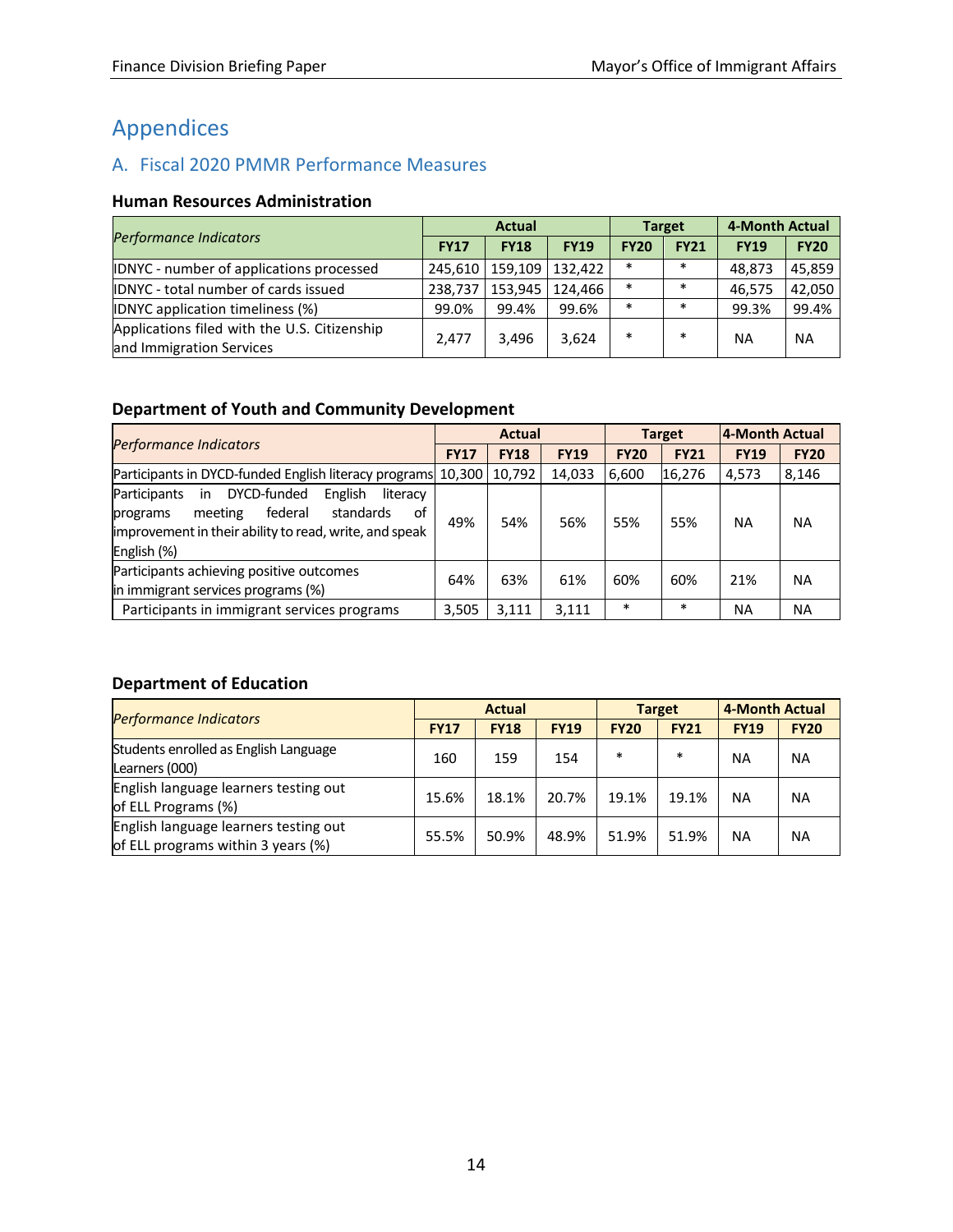# Appendices

## A. Fiscal 2020 PMMR Performance Measures

### Human Resources Administration

| Performance Indicators | Actual | | | Target | | 4-Month Actual | |
|---|---|---|---|---|---|---|---|
| | FY17 | FY18 | FY19 | FY20 | FY21 | FY19 | FY20 |
| IDNYC - number of applications processed | 245,610 | 159,109 | 132,422 | * | * | 48,873 | 45,859 |
| IDNYC - total number of cards issued | 238,737 | 153,945 | 124,466 | * | * | 46,575 | 42,050 |
| IDNYC application timeliness (%) | 99.0% | 99.4% | 99.6% | * | * | 99.3% | 99.4% |
| Applications filed with the U.S. Citizenship and Immigration Services | 2,477 | 3,496 | 3,624 | * | * | NA | NA |

### Department of Youth and Community Development

| Performance Indicators | Actual | | | Target | | 4-Month Actual | |
|---|---|---|---|---|---|---|---|
| | FY17 | FY18 | FY19 | FY20 | FY21 | FY19 | FY20 |
| Participants in DYCD-funded English literacy programs | 10,300 | 10,792 | 14,033 | 6,600 | 16,276 | 4,573 | 8,146 |
| Participants in DYCD-funded English literacy programs meeting federal standards of improvement in their ability to read, write, and speak English (%) | 49% | 54% | 56% | 55% | 55% | NA | NA |
| Participants achieving positive outcomes in immigrant services programs (%) | 64% | 63% | 61% | 60% | 60% | 21% | NA |
| Participants in immigrant services programs | 3,505 | 3,111 | 3,111 | * | * | NA | NA |

### Department of Education

| Performance Indicators | Actual | | | Target | | 4-Month Actual | |
|---|---|---|---|---|---|---|---|
| | FY17 | FY18 | FY19 | FY20 | FY21 | FY19 | FY20 |
| Students enrolled as English Language Learners (000) | 160 | 159 | 154 | * | * | NA | NA |
| English language learners testing out of ELL Programs (%) | 15.6% | 18.1% | 20.7% | 19.1% | 19.1% | NA | NA |
| English language learners testing out of ELL programs within 3 years (%) | 55.5% | 50.9% | 48.9% | 51.9% | 51.9% | NA | NA |